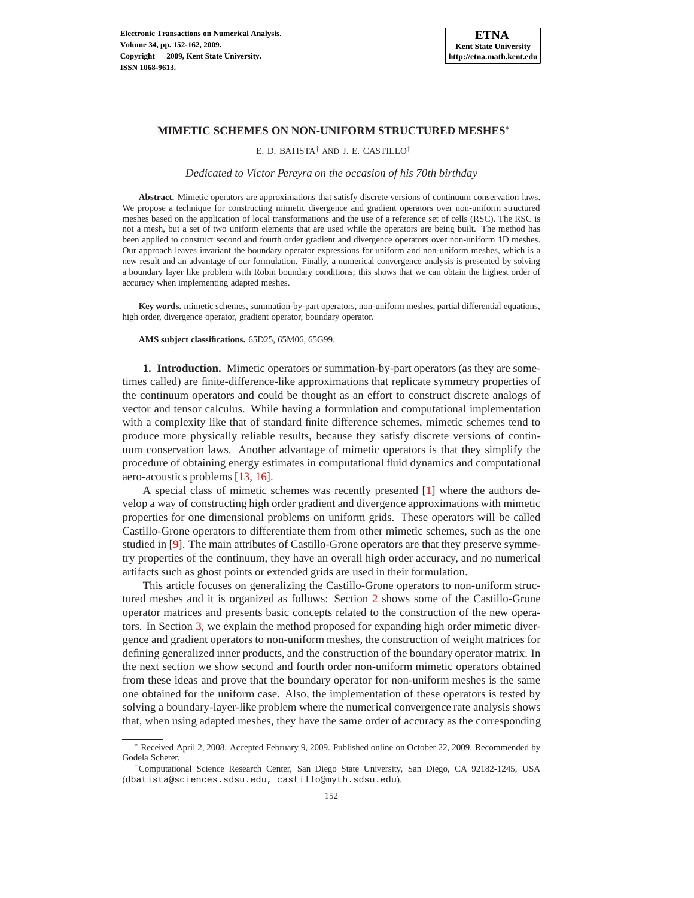# MIMETIC SCHEMES ON NON-UNIFORM STRUCTURED MESHES*

E. D. BATISTA† AND J. E. CASTILLO†

*Dedicated to Víctor Pereyra on the occasion of his 70th birthday*

**Abstract.** Mimetic operators are approximations that satisfy discrete versions of continuum conservation laws. We propose a technique for constructing mimetic divergence and gradient operators over non-uniform structured meshes based on the application of local transformations and the use of a reference set of cells (RSC). The RSC is not a mesh, but a set of two uniform elements that are used while the operators are being built. The method has been applied to construct second and fourth order gradient and divergence operators over non-uniform 1D meshes. Our approach leaves invariant the boundary operator expressions for uniform and non-uniform meshes, which is a new result and an advantage of our formulation. Finally, a numerical convergence analysis is presented by solving a boundary layer like problem with Robin boundary conditions; this shows that we can obtain the highest order of accuracy when implementing adapted meshes.

**Key words.** mimetic schemes, summation-by-part operators, non-uniform meshes, partial differential equations, high order, divergence operator, gradient operator, boundary operator.

**AMS subject classifications.** 65D25, 65M06, 65G99.

## 1. Introduction.

Mimetic operators or summation-by-part operators (as they are sometimes called) are finite-difference-like approximations that replicate symmetry properties of the continuum operators and could be thought as an effort to construct discrete analogs of vector and tensor calculus. While having a formulation and computational implementation with a complexity like that of standard finite difference schemes, mimetic schemes tend to produce more physically reliable results, because they satisfy discrete versions of continuum conservation laws. Another advantage of mimetic operators is that they simplify the procedure of obtaining energy estimates in computational fluid dynamics and computational aero-acoustics problems [13, 16].

A special class of mimetic schemes was recently presented [1] where the authors develop a way of constructing high order gradient and divergence approximations with mimetic properties for one dimensional problems on uniform grids. These operators will be called Castillo-Grone operators to differentiate them from other mimetic schemes, such as the one studied in [9]. The main attributes of Castillo-Grone operators are that they preserve symmetry properties of the continuum, they have an overall high order accuracy, and no numerical artifacts such as ghost points or extended grids are used in their formulation.

This article focuses on generalizing the Castillo-Grone operators to non-uniform structured meshes and it is organized as follows: Section 2 shows some of the Castillo-Grone operator matrices and presents basic concepts related to the construction of the new operators. In Section 3, we explain the method proposed for expanding high order mimetic divergence and gradient operators to non-uniform meshes, the construction of weight matrices for defining generalized inner products, and the construction of the boundary operator matrix. In the next section we show second and fourth order non-uniform mimetic operators obtained from these ideas and prove that the boundary operator for non-uniform meshes is the same one obtained for the uniform case. Also, the implementation of these operators is tested by solving a boundary-layer-like problem where the numerical convergence rate analysis shows that, when using adapted meshes, they have the same order of accuracy as the corresponding

---

* Received April 2, 2008. Accepted February 9, 2009. Published online on October 22, 2009. Recommended by Godela Scherer.

†Computational Science Research Center, San Diego State University, San Diego, CA 92182-1245, USA (dbatista@sciences.sdsu.edu, castillo@myth.sdsu.edu).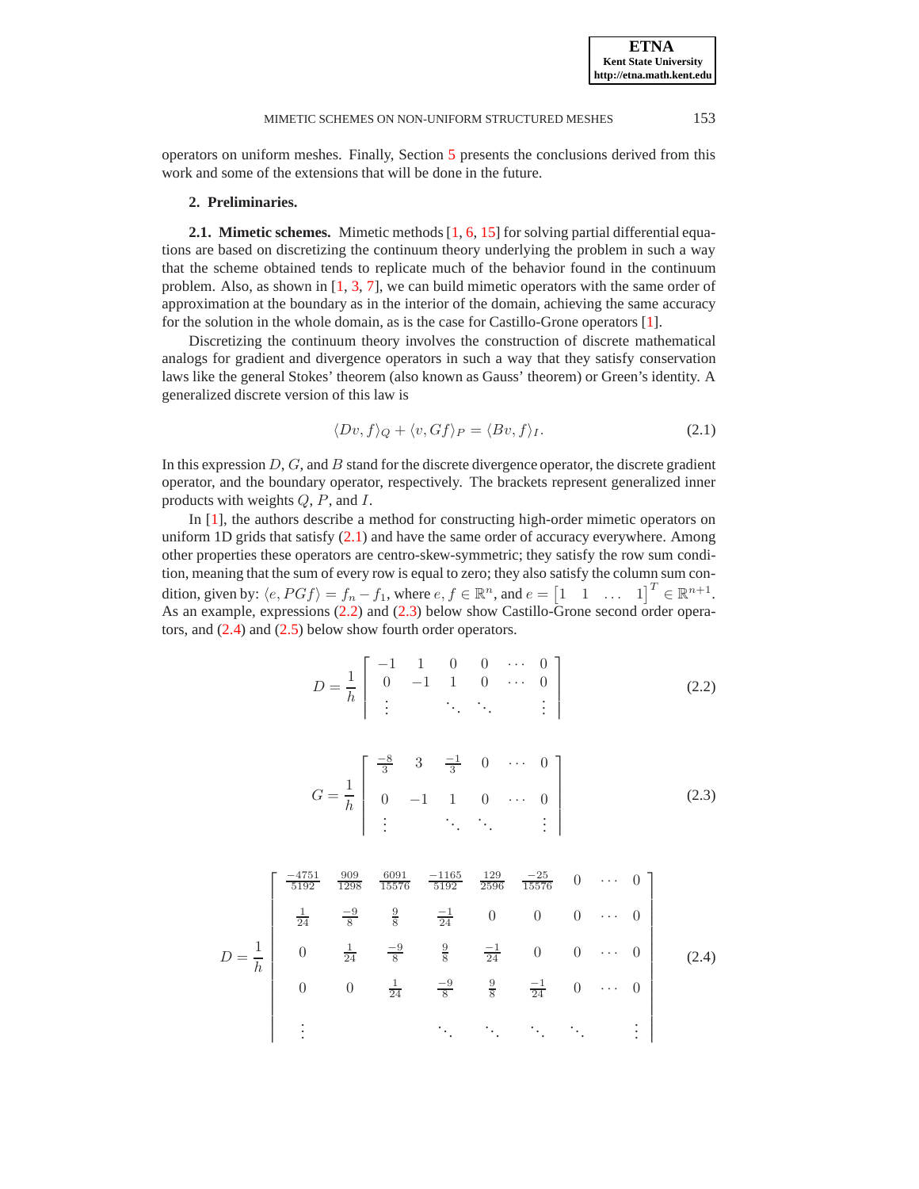operators on uniform meshes. Finally, Section 5 presents the conclusions derived from this work and some of the extensions that will be done in the future.

## 2. Preliminaries.

### 2.1. Mimetic schemes.

Mimetic methods [1, 6, 15] for solving partial differential equations are based on discretizing the continuum theory underlying the problem in such a way that the scheme obtained tends to replicate much of the behavior found in the continuum problem. Also, as shown in [1, 3, 7], we can build mimetic operators with the same order of approximation at the boundary as in the interior of the domain, achieving the same accuracy for the solution in the whole domain, as is the case for Castillo-Grone operators [1].

Discretizing the continuum theory involves the construction of discrete mathematical analogs for gradient and divergence operators in such a way that they satisfy conservation laws like the general Stokes' theorem (also known as Gauss' theorem) or Green's identity. A generalized discrete version of this law is

$$\langle Dv, f\rangle_Q + \langle v, Gf\rangle_P = \langle Bv, f\rangle_I. \tag{2.1}$$

In this expression $D$, $G$, and $B$ stand for the discrete divergence operator, the discrete gradient operator, and the boundary operator, respectively. The brackets represent generalized inner products with weights $Q$, $P$, and $I$.

In [1], the authors describe a method for constructing high-order mimetic operators on uniform 1D grids that satisfy (2.1) and have the same order of accuracy everywhere. Among other properties these operators are centro-skew-symmetric; they satisfy the row sum condition, meaning that the sum of every row is equal to zero; they also satisfy the column sum condition, given by: $\langle e, PGf\rangle = f_n - f_1$, where $e, f \in \mathbb{R}^n$, and $e = \begin{bmatrix} 1 & 1 & \dots & 1\end{bmatrix}^T \in \mathbb{R}^{n+1}$. As an example, expressions (2.2) and (2.3) below show Castillo-Grone second order operators, and (2.4) and (2.5) below show fourth order operators.

$$D = \frac{1}{h}\begin{bmatrix} -1 & 1 & 0 & 0 & \cdots & 0 \\ 0 & -1 & 1 & 0 & \cdots & 0 \\ \vdots & & \ddots & \ddots & & \vdots \end{bmatrix} \tag{2.2}$$

$$G = \frac{1}{h}\begin{bmatrix} \frac{-8}{3} & 3 & \frac{-1}{3} & 0 & \cdots & 0 \\ 0 & -1 & 1 & 0 & \cdots & 0 \\ \vdots & & \ddots & \ddots & & \vdots \end{bmatrix} \tag{2.3}$$

$$D = \frac{1}{h}\begin{bmatrix} \frac{-4751}{5192} & \frac{909}{1298} & \frac{6091}{15576} & \frac{-1165}{5192} & \frac{129}{2596} & \frac{-25}{15576} & 0 & \cdots & 0 \\ \frac{1}{24} & \frac{-9}{8} & \frac{9}{8} & \frac{-1}{24} & 0 & 0 & 0 & \cdots & 0 \\ 0 & \frac{1}{24} & \frac{-9}{8} & \frac{9}{8} & \frac{-1}{24} & 0 & 0 & \cdots & 0 \\ 0 & 0 & \frac{1}{24} & \frac{-9}{8} & \frac{9}{8} & \frac{-1}{24} & 0 & \cdots & 0 \\ \vdots & & & \ddots & \ddots & \ddots & \ddots & & \vdots \end{bmatrix} \tag{2.4}$$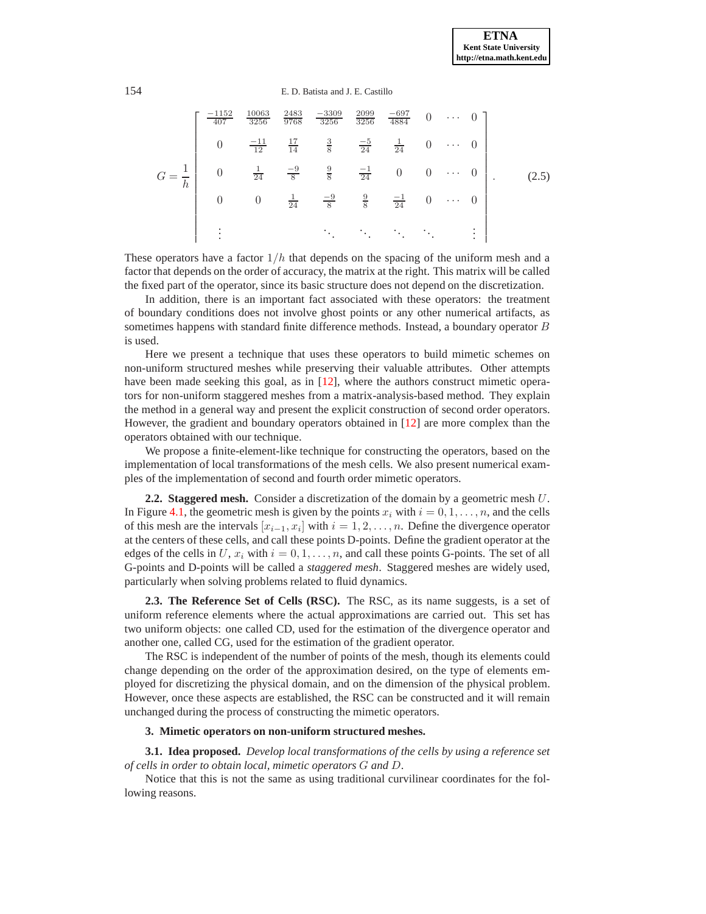$$
G = \frac{1}{h} \begin{bmatrix} \frac{-1152}{407} & \frac{10063}{3256} & \frac{2483}{9768} & \frac{-3309}{3256} & \frac{2099}{3256} & \frac{-697}{4884} & 0 & \cdots & 0 \\ 0 & \frac{-11}{12} & \frac{17}{14} & \frac{3}{8} & \frac{-5}{24} & \frac{1}{24} & 0 & \cdots & 0 \\ 0 & \frac{1}{24} & \frac{-9}{8} & \frac{9}{8} & \frac{-1}{24} & 0 & 0 & \cdots & 0 \\ 0 & 0 & \frac{1}{24} & \frac{-9}{8} & \frac{9}{8} & \frac{-1}{24} & 0 & \cdots & 0 \\ \vdots & & & \ddots & \ddots & \ddots & \ddots & & \vdots \end{bmatrix}. \tag{2.5}
$$

These operators have a factor $1/h$ that depends on the spacing of the uniform mesh and a factor that depends on the order of accuracy, the matrix at the right. This matrix will be called the fixed part of the operator, since its basic structure does not depend on the discretization.

In addition, there is an important fact associated with these operators: the treatment of boundary conditions does not involve ghost points or any other numerical artifacts, as sometimes happens with standard finite difference methods. Instead, a boundary operator $B$ is used.

Here we present a technique that uses these operators to build mimetic schemes on non-uniform structured meshes while preserving their valuable attributes. Other attempts have been made seeking this goal, as in [12], where the authors construct mimetic operators for non-uniform staggered meshes from a matrix-analysis-based method. They explain the method in a general way and present the explicit construction of second order operators. However, the gradient and boundary operators obtained in [12] are more complex than the operators obtained with our technique.

We propose a finite-element-like technique for constructing the operators, based on the implementation of local transformations of the mesh cells. We also present numerical examples of the implementation of second and fourth order mimetic operators.

**2.2. Staggered mesh.** Consider a discretization of the domain by a geometric mesh $U$. In Figure 4.1, the geometric mesh is given by the points $x_i$ with $i = 0, 1, \ldots, n$, and the cells of this mesh are the intervals $[x_{i-1}, x_i]$ with $i = 1, 2, \ldots, n$. Define the divergence operator at the centers of these cells, and call these points D-points. Define the gradient operator at the edges of the cells in $U$, $x_i$ with $i = 0, 1, \ldots, n$, and call these points G-points. The set of all G-points and D-points will be called a *staggered mesh*. Staggered meshes are widely used, particularly when solving problems related to fluid dynamics.

**2.3. The Reference Set of Cells (RSC).** The RSC, as its name suggests, is a set of uniform reference elements where the actual approximations are carried out. This set has two uniform objects: one called CD, used for the estimation of the divergence operator and another one, called CG, used for the estimation of the gradient operator.

The RSC is independent of the number of points of the mesh, though its elements could change depending on the order of the approximation desired, on the type of elements employed for discretizing the physical domain, and on the dimension of the physical problem. However, once these aspects are established, the RSC can be constructed and it will remain unchanged during the process of constructing the mimetic operators.

## 3. Mimetic operators on non-uniform structured meshes.

**3.1. Idea proposed.** *Develop local transformations of the cells by using a reference set of cells in order to obtain local, mimetic operators $G$ and $D$.*

Notice that this is not the same as using traditional curvilinear coordinates for the following reasons.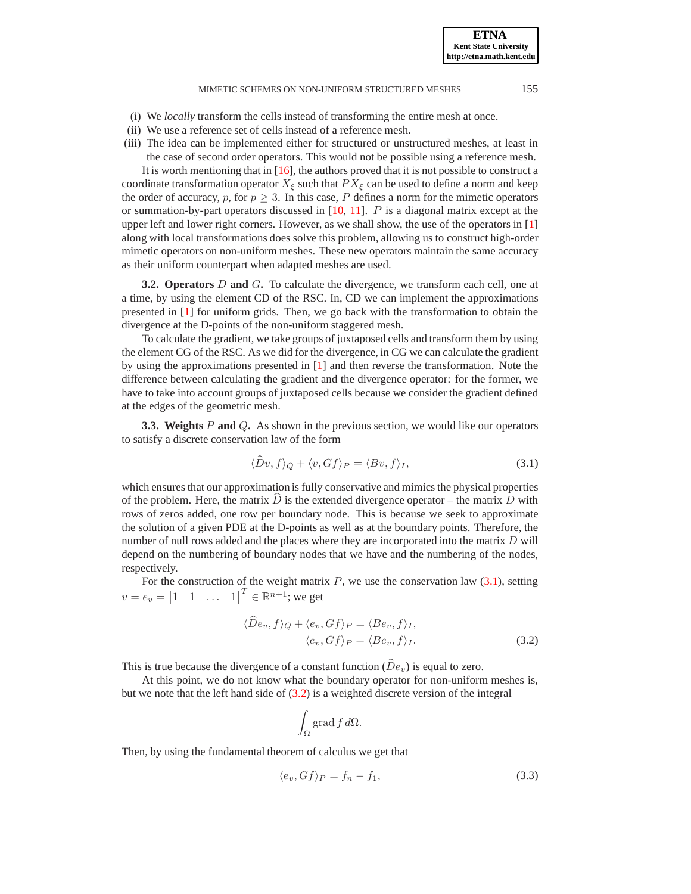(i) We *locally* transform the cells instead of transforming the entire mesh at once.
(ii) We use a reference set of cells instead of a reference mesh.
(iii) The idea can be implemented either for structured or unstructured meshes, at least in the case of second order operators. This would not be possible using a reference mesh.

It is worth mentioning that in [16], the authors proved that it is not possible to construct a coordinate transformation operator $X_\xi$ such that $PX_\xi$ can be used to define a norm and keep the order of accuracy, $p$, for $p \geq 3$. In this case, $P$ defines a norm for the mimetic operators or summation-by-part operators discussed in [10, 11]. $P$ is a diagonal matrix except at the upper left and lower right corners. However, as we shall show, the use of the operators in [1] along with local transformations does solve this problem, allowing us to construct high-order mimetic operators on non-uniform meshes. These new operators maintain the same accuracy as their uniform counterpart when adapted meshes are used.

**3.2. Operators $D$ and $G$.** To calculate the divergence, we transform each cell, one at a time, by using the element CD of the RSC. In, CD we can implement the approximations presented in [1] for uniform grids. Then, we go back with the transformation to obtain the divergence at the D-points of the non-uniform staggered mesh.

To calculate the gradient, we take groups of juxtaposed cells and transform them by using the element CG of the RSC. As we did for the divergence, in CG we can calculate the gradient by using the approximations presented in [1] and then reverse the transformation. Note the difference between calculating the gradient and the divergence operator: for the former, we have to take into account groups of juxtaposed cells because we consider the gradient defined at the edges of the geometric mesh.

**3.3. Weights $P$ and $Q$.** As shown in the previous section, we would like our operators to satisfy a discrete conservation law of the form

$$\langle \widehat{D}v, f\rangle_Q + \langle v, Gf\rangle_P = \langle Bv, f\rangle_I, \tag{3.1}$$

which ensures that our approximation is fully conservative and mimics the physical properties of the problem. Here, the matrix $\widehat{D}$ is the extended divergence operator – the matrix $D$ with rows of zeros added, one row per boundary node. This is because we seek to approximate the solution of a given PDE at the D-points as well as at the boundary points. Therefore, the number of null rows added and the places where they are incorporated into the matrix $D$ will depend on the numbering of boundary nodes that we have and the numbering of the nodes, respectively.

For the construction of the weight matrix $P$, we use the conservation law (3.1), setting $v = e_v = \begin{bmatrix} 1 & 1 & \dots & 1 \end{bmatrix}^T \in \mathbb{R}^{n+1}$; we get

$$\begin{aligned} \langle \widehat{D}e_v, f\rangle_Q + \langle e_v, Gf\rangle_P &= \langle Be_v, f\rangle_I, \\ \langle e_v, Gf\rangle_P &= \langle Be_v, f\rangle_I. \end{aligned} \tag{3.2}$$

This is true because the divergence of a constant function ($\widehat{D}e_v$) is equal to zero.

At this point, we do not know what the boundary operator for non-uniform meshes is, but we note that the left hand side of (3.2) is a weighted discrete version of the integral

$$\int_\Omega \operatorname{grad} f \, d\Omega.$$

Then, by using the fundamental theorem of calculus we get that

$$\langle e_v, Gf\rangle_P = f_n - f_1, \tag{3.3}$$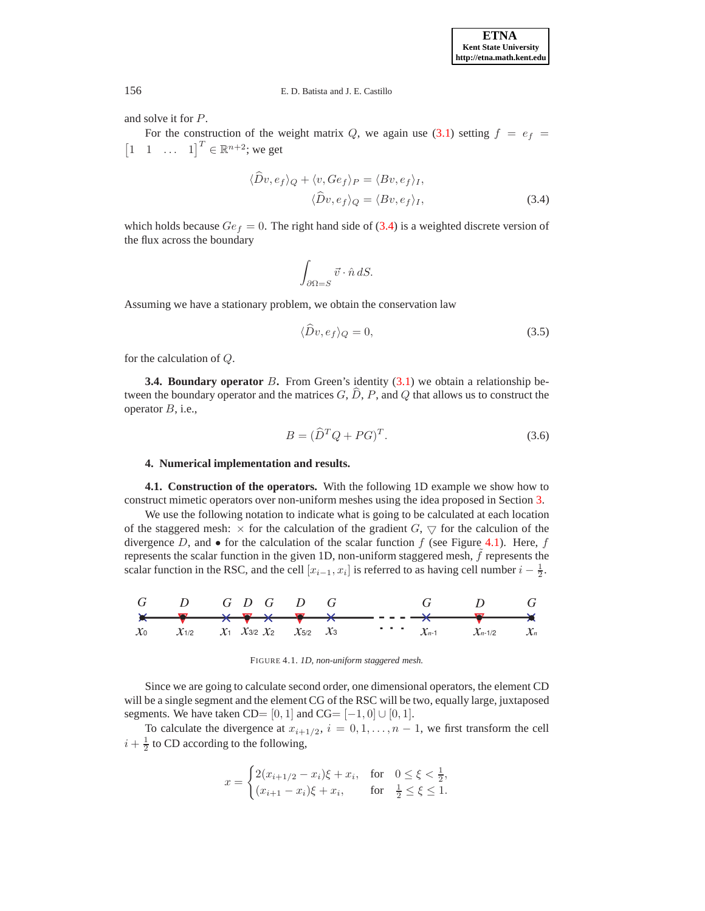and solve it for $P$.

For the construction of the weight matrix $Q$, we again use (3.1) setting $f = e_f = \begin{bmatrix} 1 & 1 & \dots & 1 \end{bmatrix}^T \in \mathbb{R}^{n+2}$; we get

$$\begin{aligned} \langle \widehat{D}v, e_f \rangle_Q + \langle v, Ge_f \rangle_P &= \langle Bv, e_f \rangle_I, \\ \langle \widehat{D}v, e_f \rangle_Q &= \langle Bv, e_f \rangle_I, \end{aligned} \tag{3.4}$$

which holds because $Ge_f = 0$. The right hand side of (3.4) is a weighted discrete version of the flux across the boundary

$$\int_{\partial\Omega = S} \vec{v} \cdot \hat{n} \, dS.$$

Assuming we have a stationary problem, we obtain the conservation law

$$\langle \widehat{D}v, e_f \rangle_Q = 0, \tag{3.5}$$

for the calculation of $Q$.

**3.4. Boundary operator** $B$**.** From Green's identity (3.1) we obtain a relationship between the boundary operator and the matrices $G$, $\widehat{D}$, $P$, and $Q$ that allows us to construct the operator $B$, i.e.,

$$B = (\widehat{D}^T Q + PG)^T. \tag{3.6}$$

## 4. Numerical implementation and results.

**4.1. Construction of the operators.** With the following 1D example we show how to construct mimetic operators over non-uniform meshes using the idea proposed in Section 3.

We use the following notation to indicate what is going to be calculated at each location of the staggered mesh: $\times$ for the calculation of the gradient $G$, $\bigtriangledown$ for the calculion of the divergence $D$, and $\bullet$ for the calculation of the scalar function $f$ (see Figure 4.1). Here, $f$ represents the scalar function in the given 1D, non-uniform staggered mesh, $\tilde{f}$ represents the scalar function in the RSC, and the cell $[x_{i-1}, x_i]$ is referred to as having cell number $i - \frac{1}{2}$.

| G | D | G | D | G | D | G | ... | G | D | G |
|---|---|---|---|---|---|---|---|---|---|---|
| $x_0$ | $x_{1/2}$ | $x_1$ | $x_{3/2}$ | $x_2$ | $x_{5/2}$ | $x_3$ | ... | $x_{n-1}$ | $x_{n-1/2}$ | $x_n$ |

FIGURE 4.1. *1D, non-uniform staggered mesh.*

Since we are going to calculate second order, one dimensional operators, the element CD will be a single segment and the element CG of the RSC will be two, equally large, juxtaposed segments. We have taken CD$= [0, 1]$ and CG$= [-1, 0] \cup [0, 1]$.

To calculate the divergence at $x_{i+1/2}$, $i = 0, 1, \dots, n-1$, we first transform the cell $i + \frac{1}{2}$ to CD according to the following,

$$x = \begin{cases} 2(x_{i+1/2} - x_i)\xi + x_i, & \text{for} \quad 0 \le \xi < \frac{1}{2}, \\ (x_{i+1} - x_i)\xi + x_i, & \text{for} \quad \frac{1}{2} \le \xi \le 1. \end{cases}$$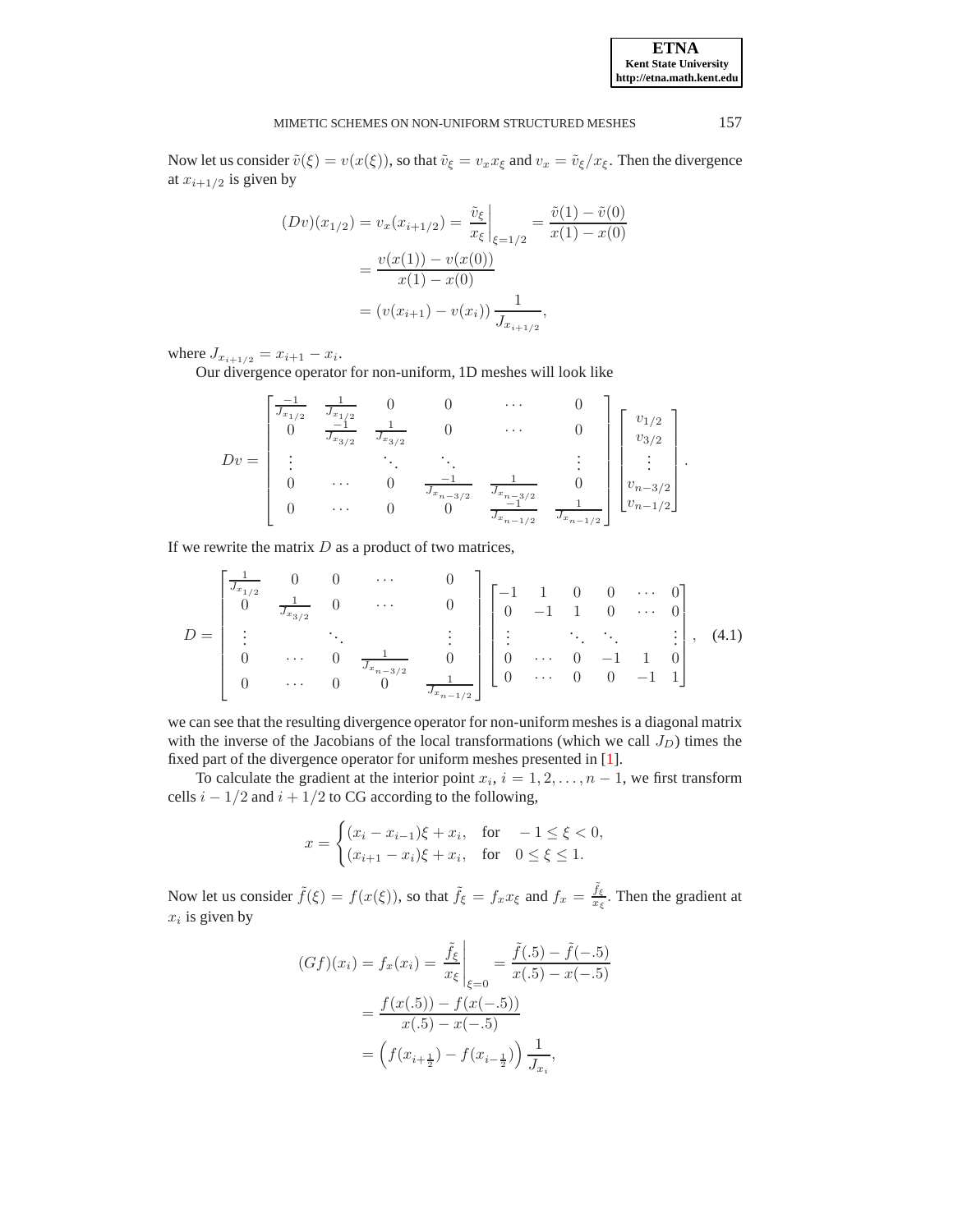Now let us consider $\tilde{v}(\xi) = v(x(\xi))$, so that $\tilde{v}_\xi = v_x x_\xi$ and $v_x = \tilde{v}_\xi / x_\xi$. Then the divergence at $x_{i+1/2}$ is given by

$$
\begin{aligned}
(Dv)(x_{1/2}) = v_x(x_{i+1/2}) = \left.\frac{\tilde{v}_\xi}{x_\xi}\right|_{\xi=1/2} &= \frac{\tilde{v}(1) - \tilde{v}(0)}{x(1) - x(0)} \\
&= \frac{v(x(1)) - v(x(0))}{x(1) - x(0)} \\
&= \left(v(x_{i+1}) - v(x_i)\right) \frac{1}{J_{x_{i+1/2}}},
\end{aligned}
$$

where $J_{x_{i+1/2}} = x_{i+1} - x_i$.

Our divergence operator for non-uniform, 1D meshes will look like

$$
Dv = \begin{bmatrix}
\frac{-1}{J_{x_{1/2}}} & \frac{1}{J_{x_{1/2}}} & 0 & 0 & \cdots & 0 \\
0 & \frac{-1}{J_{x_{3/2}}} & \frac{1}{J_{x_{3/2}}} & 0 & \cdots & 0 \\
\vdots & & \ddots & \ddots & & \vdots \\
0 & \cdots & 0 & \frac{-1}{J_{x_{n-3/2}}} & \frac{1}{J_{x_{n-3/2}}} & 0 \\
0 & \cdots & 0 & 0 & \frac{-1}{J_{x_{n-1/2}}} & \frac{1}{J_{x_{n-1/2}}}
\end{bmatrix}
\begin{bmatrix}
v_{1/2} \\ v_{3/2} \\ \vdots \\ v_{n-3/2} \\ v_{n-1/2}
\end{bmatrix}.
$$

If we rewrite the matrix $D$ as a product of two matrices,

$$
D = \begin{bmatrix}
\frac{1}{J_{x_{1/2}}} & 0 & 0 & \cdots & 0 \\
0 & \frac{1}{J_{x_{3/2}}} & 0 & \cdots & 0 \\
\vdots & & \ddots & & \vdots \\
0 & \cdots & 0 & \frac{1}{J_{x_{n-3/2}}} & 0 \\
0 & \cdots & 0 & 0 & \frac{1}{J_{x_{n-1/2}}}
\end{bmatrix}
\begin{bmatrix}
-1 & 1 & 0 & 0 & \cdots & 0 \\
0 & -1 & 1 & 0 & \cdots & 0 \\
\vdots & & \ddots & \ddots & & \vdots \\
0 & \cdots & 0 & -1 & 1 & 0 \\
0 & \cdots & 0 & 0 & -1 & 1
\end{bmatrix}, \tag{4.1}
$$

we can see that the resulting divergence operator for non-uniform meshes is a diagonal matrix with the inverse of the Jacobians of the local transformations (which we call $J_D$) times the fixed part of the divergence operator for uniform meshes presented in [1].

To calculate the gradient at the interior point $x_i$, $i = 1, 2, \ldots, n-1$, we first transform cells $i - 1/2$ and $i + 1/2$ to CG according to the following,

$$
x = \begin{cases}
(x_i - x_{i-1})\xi + x_i, & \text{for} \quad -1 \le \xi < 0, \\
(x_{i+1} - x_i)\xi + x_i, & \text{for} \quad 0 \le \xi \le 1.
\end{cases}
$$

Now let us consider $\tilde{f}(\xi) = f(x(\xi))$, so that $\tilde{f}_\xi = f_x x_\xi$ and $f_x = \frac{\tilde{f}_\xi}{x_\xi}$. Then the gradient at $x_i$ is given by

$$
\begin{aligned}
(Gf)(x_i) = f_x(x_i) = \left.\frac{\tilde{f}_\xi}{x_\xi}\right|_{\xi=0} &= \frac{\tilde{f}(.5) - \tilde{f}(-.5)}{x(.5) - x(-.5)} \\
&= \frac{f(x(.5)) - f(x(-.5))}{x(.5) - x(-.5)} \\
&= \left(f(x_{i+\frac{1}{2}}) - f(x_{i-\frac{1}{2}})\right) \frac{1}{J_{x_i}},
\end{aligned}
$$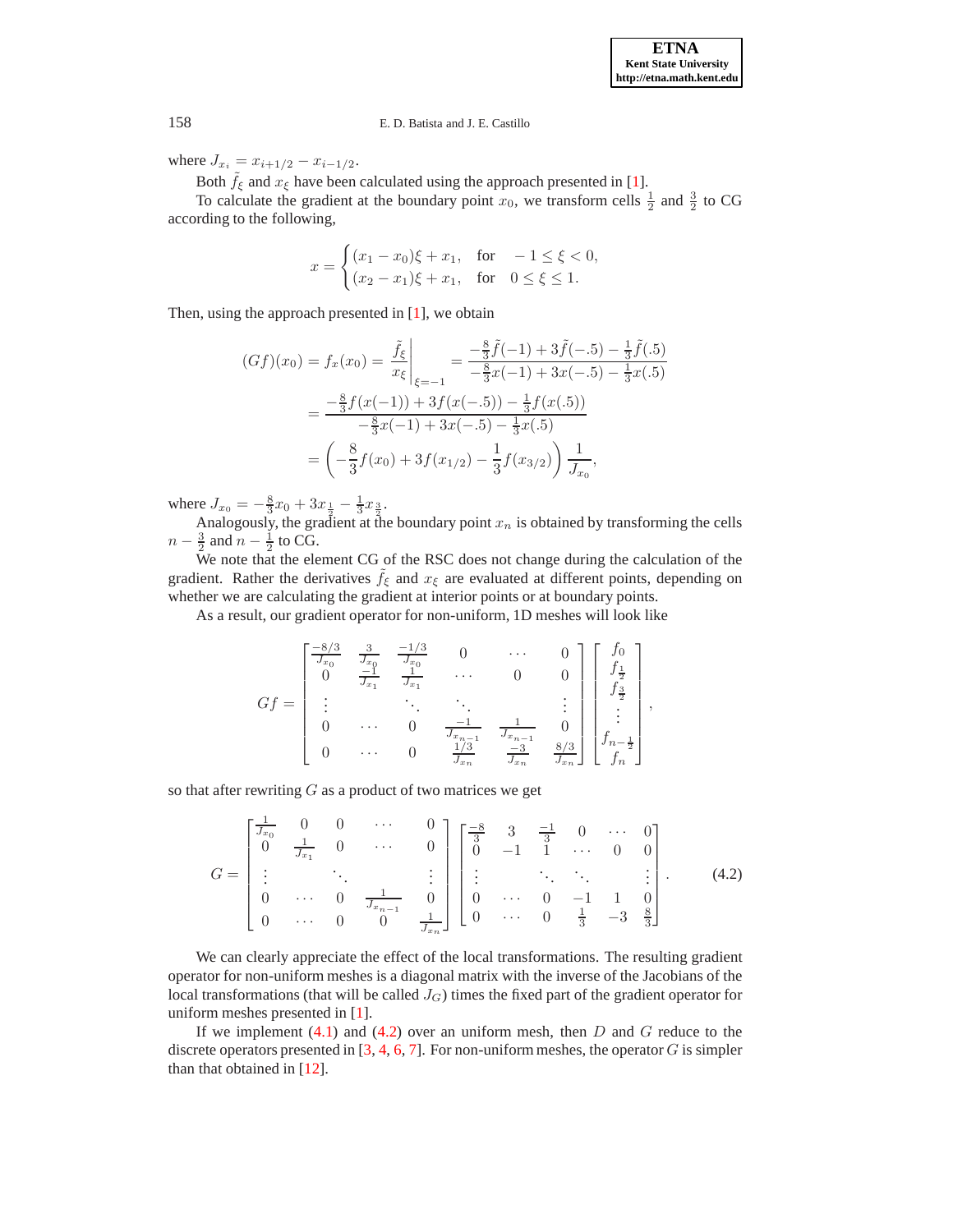where $J_{x_i} = x_{i+1/2} - x_{i-1/2}$.

Both $\tilde{f}_\xi$ and $x_\xi$ have been calculated using the approach presented in [1].

To calculate the gradient at the boundary point $x_0$, we transform cells $\frac{1}{2}$ and $\frac{3}{2}$ to CG according to the following,

$$x = \begin{cases} (x_1 - x_0)\xi + x_1, & \text{for} \quad -1 \le \xi < 0, \\ (x_2 - x_1)\xi + x_1, & \text{for} \quad 0 \le \xi \le 1. \end{cases}$$

Then, using the approach presented in [1], we obtain

$$\begin{aligned}
(Gf)(x_0) = f_x(x_0) = \left.\frac{\tilde{f}_\xi}{x_\xi}\right|_{\xi=-1} &= \frac{-\frac{8}{3}\tilde{f}(-1) + 3\tilde{f}(-.5) - \frac{1}{3}\tilde{f}(.5)}{-\frac{8}{3}x(-1) + 3x(-.5) - \frac{1}{3}x(.5)} \\
&= \frac{-\frac{8}{3}f(x(-1)) + 3f(x(-.5)) - \frac{1}{3}f(x(.5))}{-\frac{8}{3}x(-1) + 3x(-.5) - \frac{1}{3}x(.5)} \\
&= \left(-\frac{8}{3}f(x_0) + 3f(x_{1/2}) - \frac{1}{3}f(x_{3/2})\right)\frac{1}{J_{x_0}},
\end{aligned}$$

where $J_{x_0} = -\frac{8}{3}x_0 + 3x_{\frac{1}{2}} - \frac{1}{3}x_{\frac{3}{2}}$.

Analogously, the gradient at the boundary point $x_n$ is obtained by transforming the cells $n - \frac{3}{2}$ and $n - \frac{1}{2}$ to CG.

We note that the element CG of the RSC does not change during the calculation of the gradient. Rather the derivatives $\tilde{f}_\xi$ and $x_\xi$ are evaluated at different points, depending on whether we are calculating the gradient at interior points or at boundary points.

As a result, our gradient operator for non-uniform, 1D meshes will look like

$$Gf = \begin{bmatrix} \frac{-8/3}{J_{x_0}} & \frac{3}{J_{x_0}} & \frac{-1/3}{J_{x_0}} & 0 & \cdots & 0 \\ 0 & \frac{-1}{J_{x_1}} & \frac{1}{J_{x_1}} & \cdots & 0 & 0 \\ \vdots & & \ddots & \ddots & & \vdots \\ 0 & \cdots & 0 & \frac{-1}{J_{x_{n-1}}} & \frac{1}{J_{x_{n-1}}} & 0 \\ 0 & \cdots & 0 & \frac{1/3}{J_{x_n}} & \frac{-3}{J_{x_n}} & \frac{8/3}{J_{x_n}} \end{bmatrix} \begin{bmatrix} f_0 \\ f_{\frac{1}{2}} \\ f_{\frac{3}{2}} \\ \vdots \\ f_{n-\frac{1}{2}} \\ f_n \end{bmatrix},$$

so that after rewriting $G$ as a product of two matrices we get

$$G = \begin{bmatrix} \frac{1}{J_{x_0}} & 0 & 0 & \cdots & 0 \\ 0 & \frac{1}{J_{x_1}} & 0 & \cdots & 0 \\ \vdots & & \ddots & & \vdots \\ 0 & \cdots & 0 & \frac{1}{J_{x_{n-1}}} & 0 \\ 0 & \cdots & 0 & 0 & \frac{1}{J_{x_n}} \end{bmatrix} \begin{bmatrix} \frac{-8}{3} & 3 & \frac{-1}{3} & 0 & \cdots & 0 \\ 0 & -1 & 1 & \cdots & 0 & 0 \\ \vdots & & \ddots & \ddots & & \vdots \\ 0 & \cdots & 0 & -1 & 1 & 0 \\ 0 & \cdots & 0 & \frac{1}{3} & -3 & \frac{8}{3} \end{bmatrix}. \tag{4.2}$$

We can clearly appreciate the effect of the local transformations. The resulting gradient operator for non-uniform meshes is a diagonal matrix with the inverse of the Jacobians of the local transformations (that will be called $J_G$) times the fixed part of the gradient operator for uniform meshes presented in [1].

If we implement (4.1) and (4.2) over an uniform mesh, then $D$ and $G$ reduce to the discrete operators presented in [3, 4, 6, 7]. For non-uniform meshes, the operator $G$ is simpler than that obtained in [12].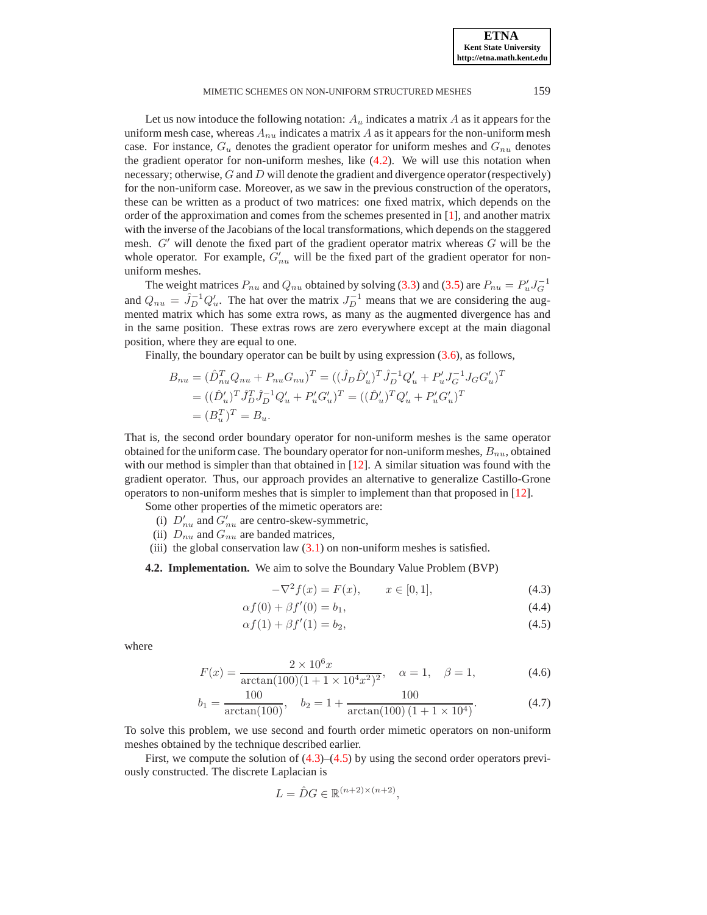Let us now intoduce the following notation: $A_u$ indicates a matrix $A$ as it appears for the uniform mesh case, whereas $A_{nu}$ indicates a matrix $A$ as it appears for the non-uniform mesh case. For instance, $G_u$ denotes the gradient operator for uniform meshes and $G_{nu}$ denotes the gradient operator for non-uniform meshes, like (4.2). We will use this notation when necessary; otherwise, $G$ and $D$ will denote the gradient and divergence operator (respectively) for the non-uniform case. Moreover, as we saw in the previous construction of the operators, these can be written as a product of two matrices: one fixed matrix, which depends on the order of the approximation and comes from the schemes presented in [1], and another matrix with the inverse of the Jacobians of the local transformations, which depends on the staggered mesh. $G'$ will denote the fixed part of the gradient operator matrix whereas $G$ will be the whole operator. For example, $G'_{nu}$ will be the fixed part of the gradient operator for non-uniform meshes.

The weight matrices $P_{nu}$ and $Q_{nu}$ obtained by solving (3.3) and (3.5) are $P_{nu} = P'_u J_G^{-1}$ and $Q_{nu} = \hat{J}_D^{-1} Q'_u$. The hat over the matrix $J_D^{-1}$ means that we are considering the augmented matrix which has some extra rows, as many as the augmented divergence has and in the same position. These extras rows are zero everywhere except at the main diagonal position, where they are equal to one.

Finally, the boundary operator can be built by using expression (3.6), as follows,

$$
\begin{aligned}
B_{nu} &= (\hat{D}_{nu}^T Q_{nu} + P_{nu} G_{nu})^T = ((\hat{J}_D \hat{D}'_u)^T \hat{J}_D^{-1} Q'_u + P'_u J_G^{-1} J_G G'_u)^T \\
&= ((\hat{D}'_u)^T \hat{J}_D^T \hat{J}_D^{-1} Q'_u + P'_u G'_u)^T = ((\hat{D}'_u)^T Q'_u + P'_u G'_u)^T \\
&= (B_u^T)^T = B_u.
\end{aligned}
$$

That is, the second order boundary operator for non-uniform meshes is the same operator obtained for the uniform case. The boundary operator for non-uniform meshes, $B_{nu}$, obtained with our method is simpler than that obtained in [12]. A similar situation was found with the gradient operator. Thus, our approach provides an alternative to generalize Castillo-Grone operators to non-uniform meshes that is simpler to implement than that proposed in [12].

Some other properties of the mimetic operators are:

(i) $D'_{nu}$ and $G'_{nu}$ are centro-skew-symmetric,
(ii) $D_{nu}$ and $G_{nu}$ are banded matrices,
(iii) the global conservation law (3.1) on non-uniform meshes is satisfied.

**4.2. Implementation.** We aim to solve the Boundary Value Problem (BVP)

$$
-\nabla^2 f(x) = F(x), \qquad x \in [0,1], \tag{4.3}
$$

$$
\alpha f(0) + \beta f'(0) = b_1, \tag{4.4}
$$

$$
\alpha f(1) + \beta f'(1) = b_2, \tag{4.5}
$$

where

$$
F(x) = \frac{2 \times 10^6 x}{\arctan(100)(1 + 1 \times 10^4 x^2)^2}, \quad \alpha = 1, \quad \beta = 1, \tag{4.6}
$$

$$
b_1 = \frac{100}{\arctan(100)}, \quad b_2 = 1 + \frac{100}{\arctan(100)\,(1 + 1 \times 10^4)}. \tag{4.7}
$$

To solve this problem, we use second and fourth order mimetic operators on non-uniform meshes obtained by the technique described earlier.

First, we compute the solution of (4.3)–(4.5) by using the second order operators previously constructed. The discrete Laplacian is

$$
L = \hat{D} G \in \mathbb{R}^{(n+2)\times(n+2)},
$$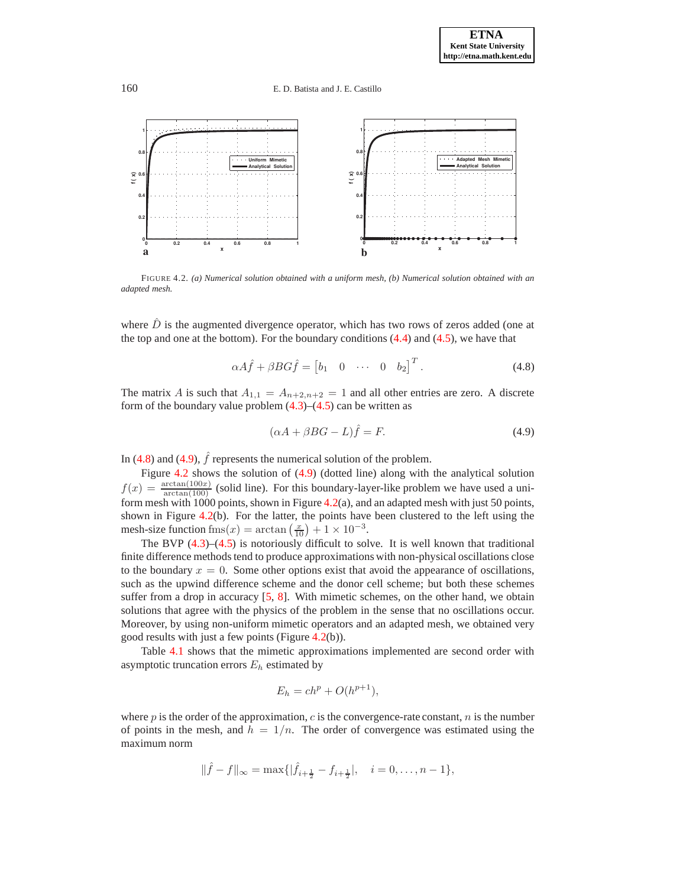FIGURE 4.2. *(a) Numerical solution obtained with a uniform mesh, (b) Numerical solution obtained with an adapted mesh.*

where $\hat{D}$ is the augmented divergence operator, which has two rows of zeros added (one at the top and one at the bottom). For the boundary conditions (4.4) and (4.5), we have that

$$\alpha A\hat{f} + \beta BG\hat{f} = \begin{bmatrix} b_1 & 0 & \cdots & 0 & b_2 \end{bmatrix}^T. \tag{4.8}$$

The matrix $A$ is such that $A_{1,1} = A_{n+2,n+2} = 1$ and all other entries are zero. A discrete form of the boundary value problem (4.3)–(4.5) can be written as

$$(\alpha A + \beta BG - L)\hat{f} = F. \tag{4.9}$$

In (4.8) and (4.9), $\hat{f}$ represents the numerical solution of the problem.

Figure 4.2 shows the solution of (4.9) (dotted line) along with the analytical solution $f(x) = \frac{\arctan(100x)}{\arctan(100)}$ (solid line). For this boundary-layer-like problem we have used a uniform mesh with 1000 points, shown in Figure 4.2(a), and an adapted mesh with just 50 points, shown in Figure 4.2(b). For the latter, the points have been clustered to the left using the mesh-size function $\text{fms}(x) = \arctan\left(\frac{x}{10}\right) + 1 \times 10^{-3}$.

The BVP (4.3)–(4.5) is notoriously difficult to solve. It is well known that traditional finite difference methods tend to produce approximations with non-physical oscillations close to the boundary $x = 0$. Some other options exist that avoid the appearance of oscillations, such as the upwind difference scheme and the donor cell scheme; but both these schemes suffer from a drop in accuracy [5, 8]. With mimetic schemes, on the other hand, we obtain solutions that agree with the physics of the problem in the sense that no oscillations occur. Moreover, by using non-uniform mimetic operators and an adapted mesh, we obtained very good results with just a few points (Figure 4.2(b)).

Table 4.1 shows that the mimetic approximations implemented are second order with asymptotic truncation errors $E_h$ estimated by

$$E_h = ch^p + O(h^{p+1}),$$

where $p$ is the order of the approximation, $c$ is the convergence-rate constant, $n$ is the number of points in the mesh, and $h = 1/n$. The order of convergence was estimated using the maximum norm

$$\|\hat{f} - f\|_\infty = \max\{|\hat{f}_{i+\frac{1}{2}} - f_{i+\frac{1}{2}}|, \quad i = 0, \ldots, n-1\},$$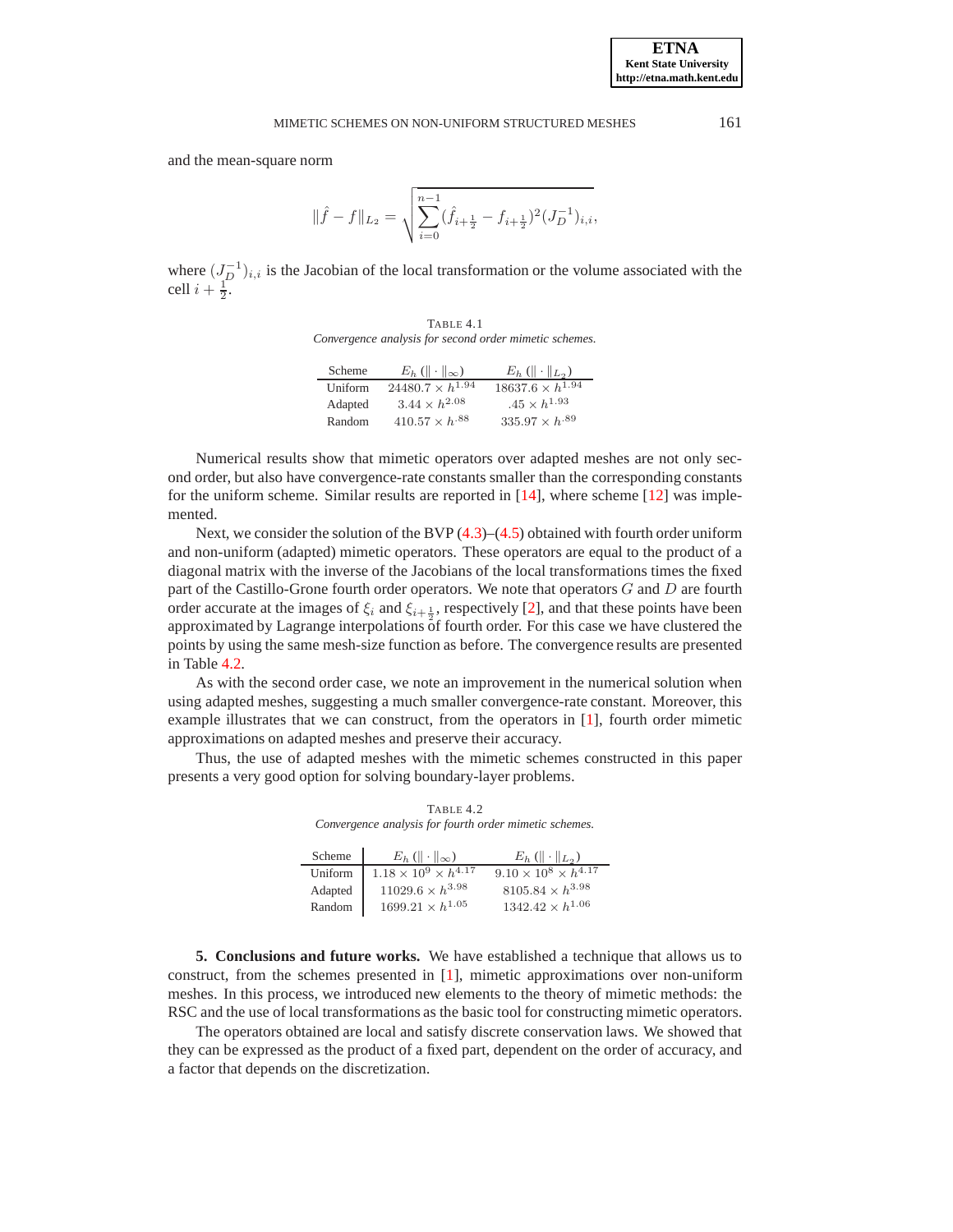and the mean-square norm

$$\|\hat{f} - f\|_{L_2} = \sqrt{\sum_{i=0}^{n-1} (\hat{f}_{i+\frac{1}{2}} - f_{i+\frac{1}{2}})^2 (J_D^{-1})_{i,i}},$$

where $(J_D^{-1})_{i,i}$ is the Jacobian of the local transformation or the volume associated with the cell $i + \frac{1}{2}$.

TABLE 4.1
*Convergence analysis for second order mimetic schemes.*

| Scheme | $E_h\left(\|\cdot\|_\infty\right)$ | $E_h\left(\|\cdot\|_{L_2}\right)$ |
|---|---|---|
| Uniform | $24480.7 \times h^{1.94}$ | $18637.6 \times h^{1.94}$ |
| Adapted | $3.44 \times h^{2.08}$ | $.45 \times h^{1.93}$ |
| Random | $410.57 \times h^{.88}$ | $335.97 \times h^{.89}$ |

Numerical results show that mimetic operators over adapted meshes are not only second order, but also have convergence-rate constants smaller than the corresponding constants for the uniform scheme. Similar results are reported in [14], where scheme [12] was implemented.

Next, we consider the solution of the BVP (4.3)–(4.5) obtained with fourth order uniform and non-uniform (adapted) mimetic operators. These operators are equal to the product of a diagonal matrix with the inverse of the Jacobians of the local transformations times the fixed part of the Castillo-Grone fourth order operators. We note that operators $G$ and $D$ are fourth order accurate at the images of $\xi_i$ and $\xi_{i+\frac{1}{2}}$, respectively [2], and that these points have been approximated by Lagrange interpolations of fourth order. For this case we have clustered the points by using the same mesh-size function as before. The convergence results are presented in Table 4.2.

As with the second order case, we note an improvement in the numerical solution when using adapted meshes, suggesting a much smaller convergence-rate constant. Moreover, this example illustrates that we can construct, from the operators in [1], fourth order mimetic approximations on adapted meshes and preserve their accuracy.

Thus, the use of adapted meshes with the mimetic schemes constructed in this paper presents a very good option for solving boundary-layer problems.

TABLE 4.2
*Convergence analysis for fourth order mimetic schemes.*

| Scheme | $E_h\left(\|\cdot\|_\infty\right)$ | $E_h\left(\|\cdot\|_{L_2}\right)$ |
|---|---|---|
| Uniform | $1.18 \times 10^9 \times h^{4.17}$ | $9.10 \times 10^8 \times h^{4.17}$ |
| Adapted | $11029.6 \times h^{3.98}$ | $8105.84 \times h^{3.98}$ |
| Random | $1699.21 \times h^{1.05}$ | $1342.42 \times h^{1.06}$ |

**5. Conclusions and future works.** We have established a technique that allows us to construct, from the schemes presented in [1], mimetic approximations over non-uniform meshes. In this process, we introduced new elements to the theory of mimetic methods: the RSC and the use of local transformations as the basic tool for constructing mimetic operators.

The operators obtained are local and satisfy discrete conservation laws. We showed that they can be expressed as the product of a fixed part, dependent on the order of accuracy, and a factor that depends on the discretization.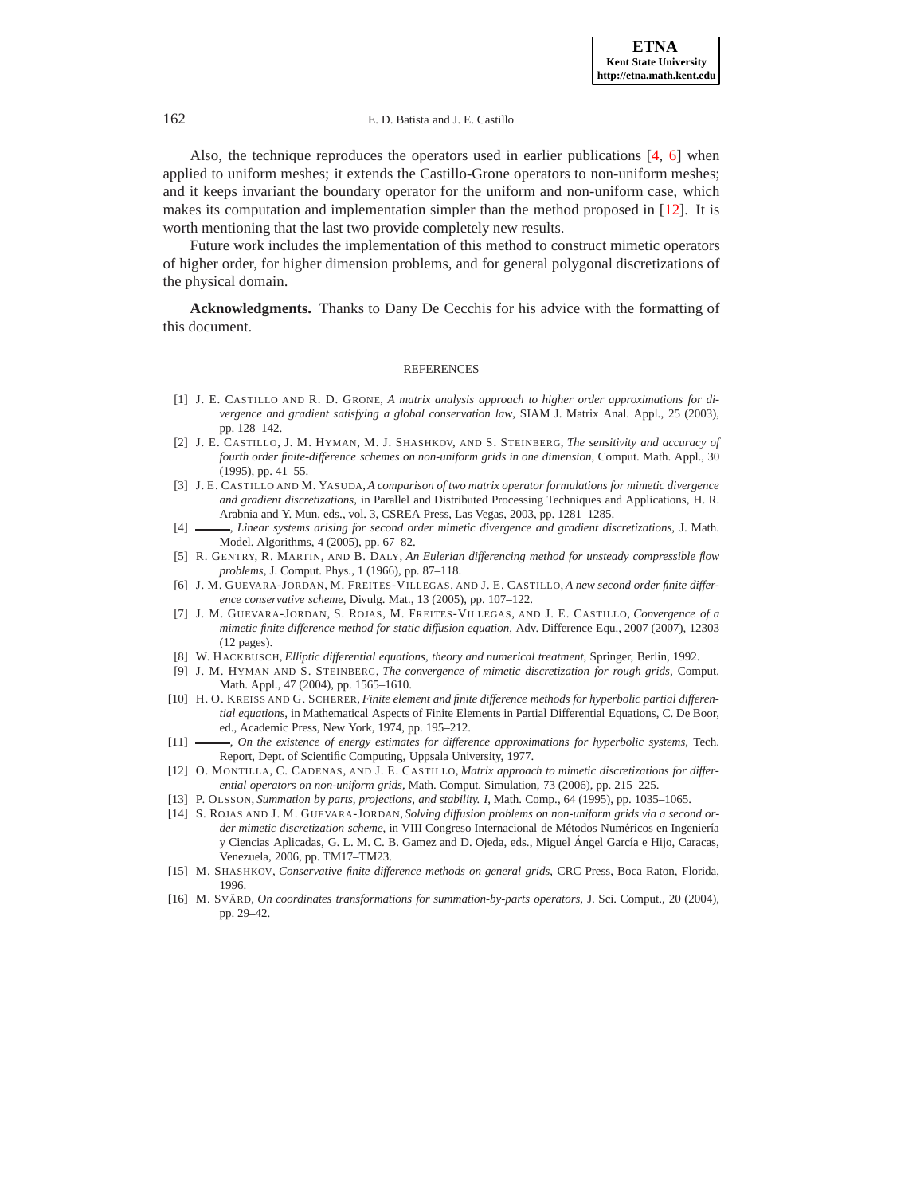Also, the technique reproduces the operators used in earlier publications [4, 6] when applied to uniform meshes; it extends the Castillo-Grone operators to non-uniform meshes; and it keeps invariant the boundary operator for the uniform and non-uniform case, which makes its computation and implementation simpler than the method proposed in [12]. It is worth mentioning that the last two provide completely new results.

Future work includes the implementation of this method to construct mimetic operators of higher order, for higher dimension problems, and for general polygonal discretizations of the physical domain.

**Acknowledgments.** Thanks to Dany De Cecchis for his advice with the formatting of this document.

## REFERENCES

[1] J. E. CASTILLO AND R. D. GRONE, *A matrix analysis approach to higher order approximations for divergence and gradient satisfying a global conservation law*, SIAM J. Matrix Anal. Appl., 25 (2003), pp. 128–142.

[2] J. E. CASTILLO, J. M. HYMAN, M. J. SHASHKOV, AND S. STEINBERG, *The sensitivity and accuracy of fourth order finite-difference schemes on non-uniform grids in one dimension*, Comput. Math. Appl., 30 (1995), pp. 41–55.

[3] J. E. CASTILLO AND M. YASUDA, *A comparison of two matrix operator formulations for mimetic divergence and gradient discretizations*, in Parallel and Distributed Processing Techniques and Applications, H. R. Arabnia and Y. Mun, eds., vol. 3, CSREA Press, Las Vegas, 2003, pp. 1281–1285.

[4] ———, *Linear systems arising for second order mimetic divergence and gradient discretizations*, J. Math. Model. Algorithms, 4 (2005), pp. 67–82.

[5] R. GENTRY, R. MARTIN, AND B. DALY, *An Eulerian differencing method for unsteady compressible flow problems*, J. Comput. Phys., 1 (1966), pp. 87–118.

[6] J. M. GUEVARA-JORDAN, M. FREITES-VILLEGAS, AND J. E. CASTILLO, *A new second order finite difference conservative scheme*, Divulg. Mat., 13 (2005), pp. 107–122.

[7] J. M. GUEVARA-JORDAN, S. ROJAS, M. FREITES-VILLEGAS, AND J. E. CASTILLO, *Convergence of a mimetic finite difference method for static diffusion equation*, Adv. Difference Equ., 2007 (2007), 12303 (12 pages).

[8] W. HACKBUSCH, *Elliptic differential equations, theory and numerical treatment*, Springer, Berlin, 1992.

[9] J. M. HYMAN AND S. STEINBERG, *The convergence of mimetic discretization for rough grids*, Comput. Math. Appl., 47 (2004), pp. 1565–1610.

[10] H. O. KREISS AND G. SCHERER, *Finite element and finite difference methods for hyperbolic partial differential equations*, in Mathematical Aspects of Finite Elements in Partial Differential Equations, C. De Boor, ed., Academic Press, New York, 1974, pp. 195–212.

[11] ———, *On the existence of energy estimates for difference approximations for hyperbolic systems*, Tech. Report, Dept. of Scientific Computing, Uppsala University, 1977.

[12] O. MONTILLA, C. CADENAS, AND J. E. CASTILLO, *Matrix approach to mimetic discretizations for differential operators on non-uniform grids*, Math. Comput. Simulation, 73 (2006), pp. 215–225.

[13] P. OLSSON, *Summation by parts, projections, and stability. I*, Math. Comp., 64 (1995), pp. 1035–1065.

[14] S. ROJAS AND J. M. GUEVARA-JORDAN, *Solving diffusion problems on non-uniform grids via a second order mimetic discretization scheme*, in VIII Congreso Internacional de Métodos Numéricos en Ingeniería y Ciencias Aplicadas, G. L. M. C. B. Gamez and D. Ojeda, eds., Miguel Ángel García e Hijo, Caracas, Venezuela, 2006, pp. TM17–TM23.

[15] M. SHASHKOV, *Conservative finite difference methods on general grids*, CRC Press, Boca Raton, Florida, 1996.

[16] M. SVÄRD, *On coordinates transformations for summation-by-parts operators*, J. Sci. Comput., 20 (2004), pp. 29–42.